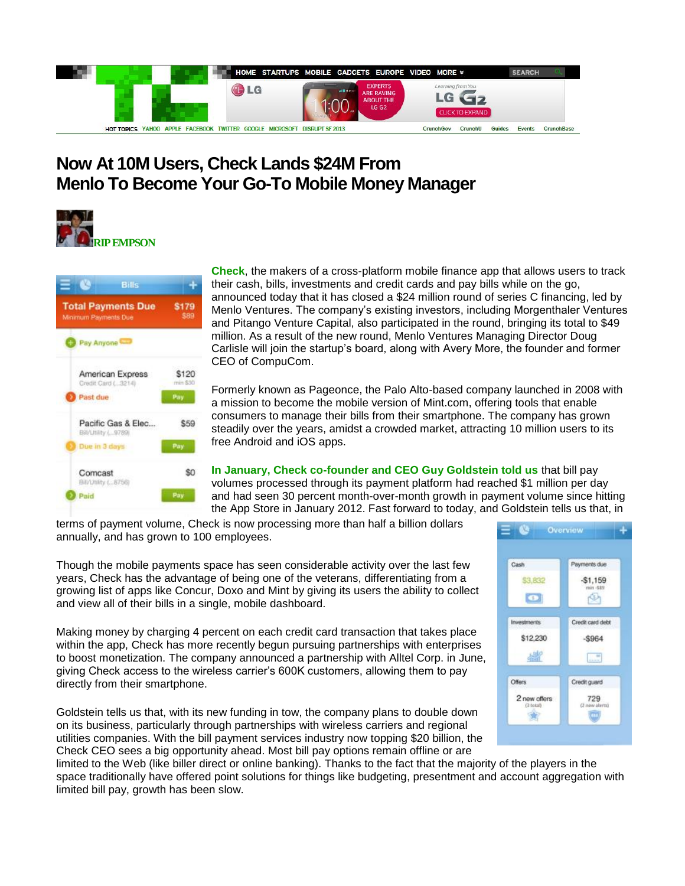# Now At 10M Users, Check Lands $24M From Menlo To Become Your Go-To Mobile Money Manager

RIP EMPSON

**Check**, the makers of a cross-platform mobile finance app that allows users to track their cash, bills, investments and credit cards and pay bills while on the go, announced today that it has closed a $24 million round of series C financing, led by Menlo Ventures. The company's existing investors, including Morgenthaler Ventures and Pitango Venture Capital, also participated in the round, bringing its total to $49 million. As a result of the new round, Menlo Ventures Managing Director Doug Carlisle will join the startup's board, along with Avery More, the founder and former CEO of CompuCom.

Formerly known as Pageonce, the Palo Alto-based company launched in 2008 with a mission to become the mobile version of Mint.com, offering tools that enable consumers to manage their bills from their smartphone. The company has grown steadily over the years, amidst a crowded market, attracting 10 million users to its free Android and iOS apps.

**In January, Check co-founder and CEO Guy Goldstein told us** that bill pay volumes processed through its payment platform had reached $1 million per day and had seen 30 percent month-over-month growth in payment volume since hitting the App Store in January 2012. Fast forward to today, and Goldstein tells us that, in terms of payment volume, Check is now processing more than half a billion dollars annually, and has grown to 100 employees.

Though the mobile payments space has seen considerable activity over the last few years, Check has the advantage of being one of the veterans, differentiating from a growing list of apps like Concur, Doxo and Mint by giving its users the ability to collect and view all of their bills in a single, mobile dashboard.

Making money by charging 4 percent on each credit card transaction that takes place within the app, Check has more recently begun pursuing partnerships with enterprises to boost monetization. The company announced a partnership with Alltel Corp. in June, giving Check access to the wireless carrier's 600K customers, allowing them to pay directly from their smartphone.

Goldstein tells us that, with its new funding in tow, the company plans to double down on its business, particularly through partnerships with wireless carriers and regional utilities companies. With the bill payment services industry now topping $20 billion, the Check CEO sees a big opportunity ahead. Most bill pay options remain offline or are limited to the Web (like biller direct or online banking). Thanks to the fact that the majority of the players in the space traditionally have offered point solutions for things like budgeting, presentment and account aggregation with limited bill pay, growth has been slow.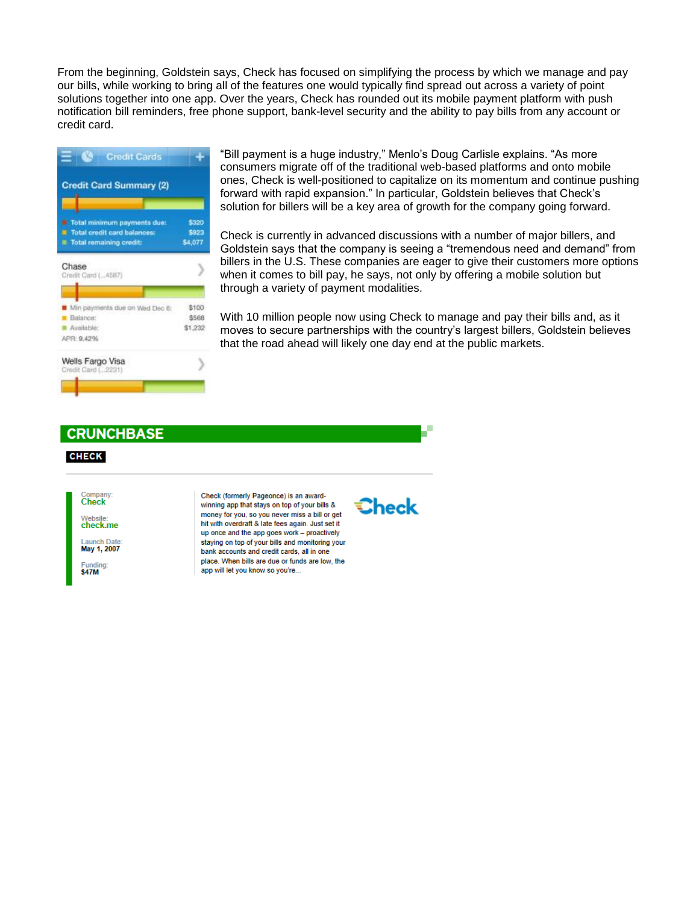From the beginning, Goldstein says, Check has focused on simplifying the process by which we manage and pay our bills, while working to bring all of the features one would typically find spread out across a variety of point solutions together into one app. Over the years, Check has rounded out its mobile payment platform with push notification bill reminders, free phone support, bank-level security and the ability to pay bills from any account or credit card.

"Bill payment is a huge industry," Menlo's Doug Carlisle explains. "As more consumers migrate off of the traditional web-based platforms and onto mobile ones, Check is well-positioned to capitalize on its momentum and continue pushing forward with rapid expansion." In particular, Goldstein believes that Check's solution for billers will be a key area of growth for the company going forward.

Check is currently in advanced discussions with a number of major billers, and Goldstein says that the company is seeing a "tremendous need and demand" from billers in the U.S. These companies are eager to give their customers more options when it comes to bill pay, he says, not only by offering a mobile solution but through a variety of payment modalities.

With 10 million people now using Check to manage and pay their bills and, as it moves to secure partnerships with the country's largest billers, Goldstein believes that the road ahead will likely one day end at the public markets.

## CRUNCHBASE

**CHECK**

Company: **Check**

Website: **check.me**

Launch Date: **May 1, 2007**

Funding: **$47M**

Check (formerly Pageonce) is an award-winning app that stays on top of your bills & money for you, so you never miss a bill or get hit with overdraft & late fees again. Just set it up once and the app goes work – proactively staying on top of your bills and monitoring your bank accounts and credit cards, all in one place. When bills are due or funds are low, the app will let you know so you're...